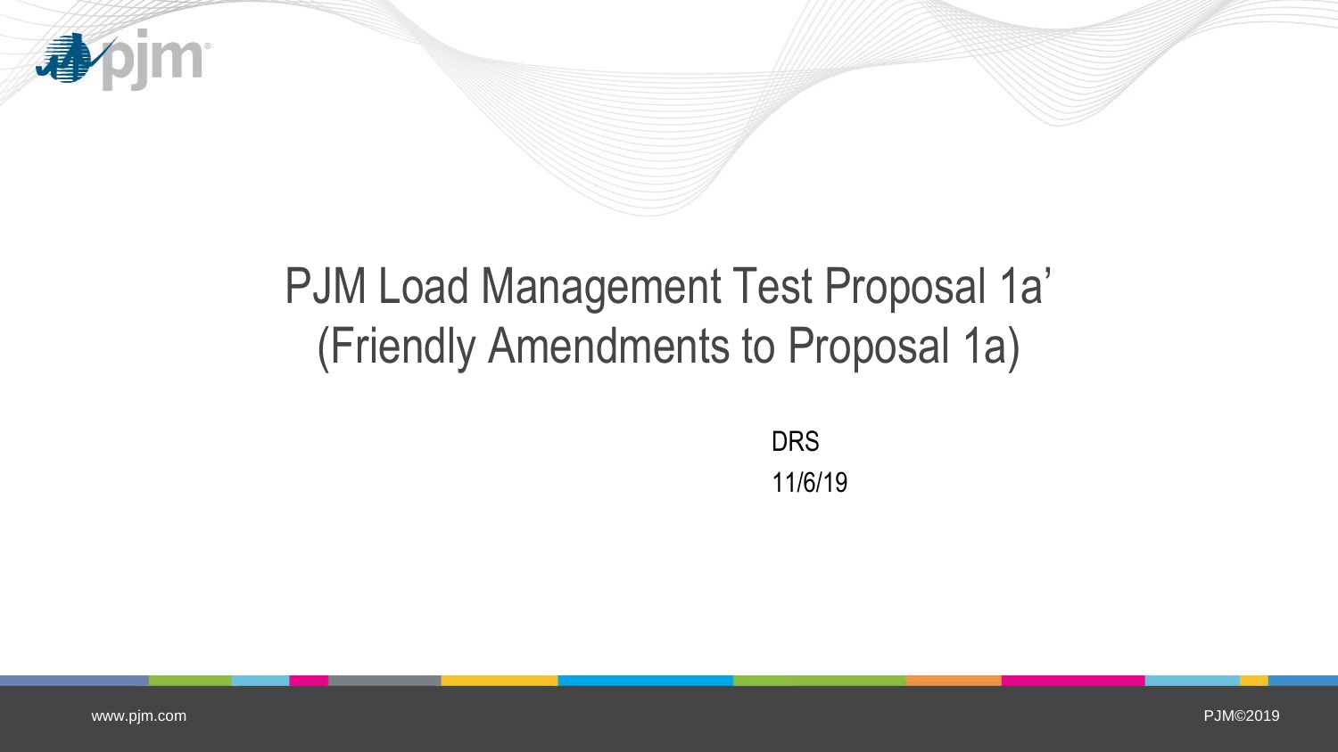# PJM Load Management Test Proposal 1a' (Friendly Amendments to Proposal 1a)

DRS

11/6/19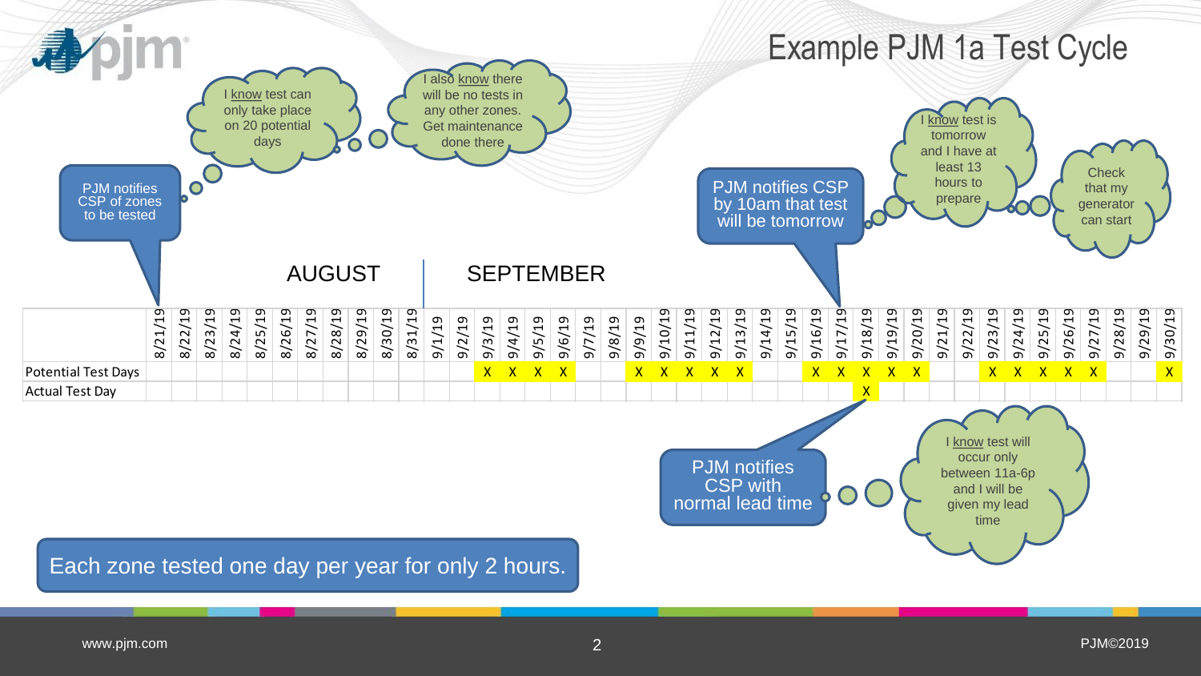# Example PJM 1a Test Cycle

PJM notifies CSP of zones to be tested

I know test can only take place on 20 potential days

I also know there will be no tests in any other zones. Get maintenance done there

PJM notifies CSP by 10am that test will be tomorrow

I know test is tomorrow and I have at least 13 hours to prepare

Check that my generator can start

AUGUST | SEPTEMBER

| | 8/21/19 | 8/22/19 | 8/23/19 | 8/24/19 | 8/25/19 | 8/26/19 | 8/27/19 | 8/28/19 | 8/29/19 | 8/30/19 | 8/31/19 | 9/1/19 | 9/2/19 | 9/3/19 | 9/4/19 | 9/5/19 | 9/6/19 | 9/7/19 | 9/8/19 | 9/9/19 | 9/10/19 | 9/11/19 | 9/12/19 | 9/13/19 | 9/14/19 | 9/15/19 | 9/16/19 | 9/17/19 | 9/18/19 | 9/19/19 | 9/20/19 | 9/21/19 | 9/22/19 | 9/23/19 | 9/24/19 | 9/25/19 | 9/26/19 | 9/27/19 | 9/28/19 | 9/29/19 | 9/30/19 |
|---|---|---|---|---|---|---|---|---|---|---|---|---|---|---|---|---|---|---|---|---|---|---|---|---|---|---|---|---|---|---|---|---|---|---|---|---|---|---|---|---|---|
| Potential Test Days | | | | | | | | | | | | | | X | X | X | X | | | X | X | X | X | X | | | X | X | X | X | X | | | X | X | X | X | X | | | X |
| Actual Test Day | | | | | | | | | | | | | | | | | | | | | | | | | | | | | X | | | | | | | | | | | | |

PJM notifies CSP with normal lead time

I know test will occur only between 11a-6p and I will be given my lead time

Each zone tested one day per year for only 2 hours.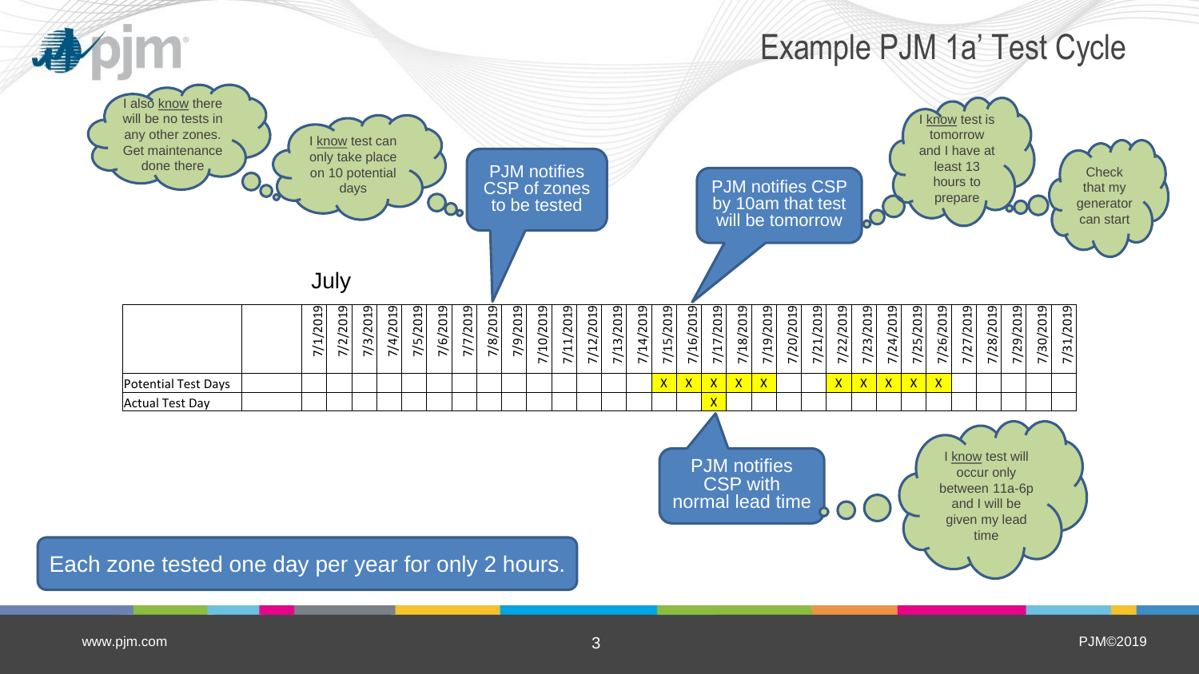# Example PJM 1a' Test Cycle

I also know there will be no tests in any other zones. Get maintenance done there

I know test can only take place on 10 potential days

PJM notifies CSP of zones to be tested

PJM notifies CSP by 10am that test will be tomorrow

I know test is tomorrow and I have at least 13 hours to prepare

Check that my generator can start

July

| | | 7/1/2019 | 7/2/2019 | 7/3/2019 | 7/4/2019 | 7/5/2019 | 7/6/2019 | 7/7/2019 | 7/8/2019 | 7/9/2019 | 7/10/2019 | 7/11/2019 | 7/12/2019 | 7/13/2019 | 7/14/2019 | 7/15/2019 | 7/16/2019 | 7/17/2019 | 7/18/2019 | 7/19/2019 | 7/20/2019 | 7/21/2019 | 7/22/2019 | 7/23/2019 | 7/24/2019 | 7/25/2019 | 7/26/2019 | 7/27/2019 | 7/28/2019 | 7/29/2019 | 7/30/2019 | 7/31/2019 |
|---|---|---|---|---|---|---|---|---|---|---|---|---|---|---|---|---|---|---|---|---|---|---|---|---|---|---|---|---|---|---|---|---|
| Potential Test Days | | | | | | | | | | | | | | | | X | X | X | X | X | | | X | X | X | X | X | | | | | |
| Actual Test Day | | | | | | | | | | | | | | | | | | X | | | | | | | | | | | | | | |

PJM notifies CSP with normal lead time

I know test will occur only between 11a-6p and I will be given my lead time

Each zone tested one day per year for only 2 hours.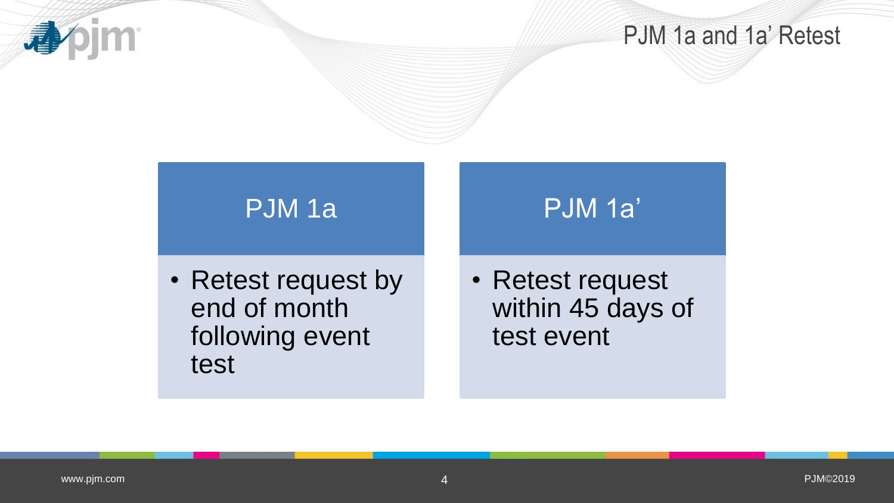# PJM 1a and 1a' Retest

## PJM 1a

- Retest request by end of month following event test

## PJM 1a'

- Retest request within 45 days of test event